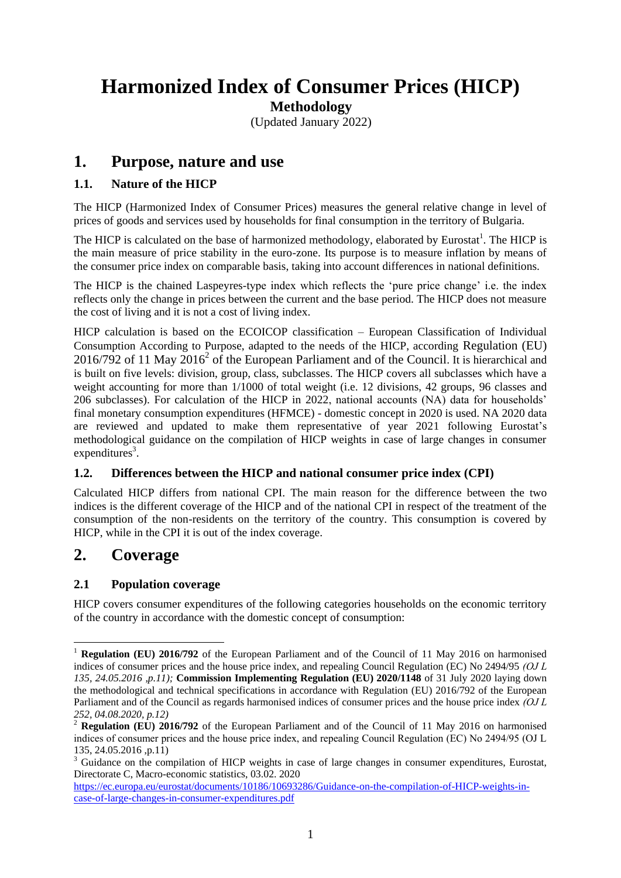# Harmonized Index of Consumer Prices (HICP)

**Methodology**

(Updated January 2022)

## 1. Purpose, nature and use

### 1.1. Nature of the HICP

The HICP (Harmonized Index of Consumer Prices) measures the general relative change in level of prices of goods and services used by households for final consumption in the territory of Bulgaria.

The HICP is calculated on the base of harmonized methodology, elaborated by Eurostat[1]. The HICP is the main measure of price stability in the euro-zone. Its purpose is to measure inflation by means of the consumer price index on comparable basis, taking into account differences in national definitions.

The HICP is the chained Laspeyres-type index which reflects the 'pure price change' i.e. the index reflects only the change in prices between the current and the base period. The HICP does not measure the cost of living and it is not a cost of living index.

HICP calculation is based on the ECOICOP classification – European Classification of Individual Consumption According to Purpose, adapted to the needs of the HICP, according Regulation (EU) 2016/792 of 11 May 2016[2] of the European Parliament and of the Council. It is hierarchical and is built on five levels: division, group, class, subclasses. The HICP covers all subclasses which have a weight accounting for more than 1/1000 of total weight (i.e. 12 divisions, 42 groups, 96 classes and 206 subclasses). For calculation of the HICP in 2022, national accounts (NA) data for households' final monetary consumption expenditures (HFMCE) - domestic concept in 2020 is used. NA 2020 data are reviewed and updated to make them representative of year 2021 following Eurostat's methodological guidance on the compilation of HICP weights in case of large changes in consumer expenditures[3].

### 1.2. Differences between the HICP and national consumer price index (CPI)

Calculated HICP differs from national CPI. The main reason for the difference between the two indices is the different coverage of the HICP and of the national CPI in respect of the treatment of the consumption of the non-residents on the territory of the country. This consumption is covered by HICP, while in the CPI it is out of the index coverage.

## 2. Coverage

### 2.1 Population coverage

HICP covers consumer expenditures of the following categories households on the economic territory of the country in accordance with the domestic concept of consumption:

---

[1] **Regulation (EU) 2016/792** of the European Parliament and of the Council of 11 May 2016 on harmonised indices of consumer prices and the house price index, and repealing Council Regulation (EC) No 2494/95 *(OJ L 135, 24.05.2016 ,p.11)*; **Commission Implementing Regulation (EU) 2020/1148** of 31 July 2020 laying down the methodological and technical specifications in accordance with Regulation (EU) 2016/792 of the European Parliament and of the Council as regards harmonised indices of consumer prices and the house price index *(OJ L 252, 04.08.2020, p.12)*

[2] **Regulation (EU) 2016/792** of the European Parliament and of the Council of 11 May 2016 on harmonised indices of consumer prices and the house price index, and repealing Council Regulation (EC) No 2494/95 (OJ L 135, 24.05.2016 ,p.11)

[3] Guidance on the compilation of HICP weights in case of large changes in consumer expenditures, Eurostat, Directorate C, Macro-economic statistics, 03.02. 2020 https://ec.europa.eu/eurostat/documents/10186/10693286/Guidance-on-the-compilation-of-HICP-weights-in-case-of-large-changes-in-consumer-expenditures.pdf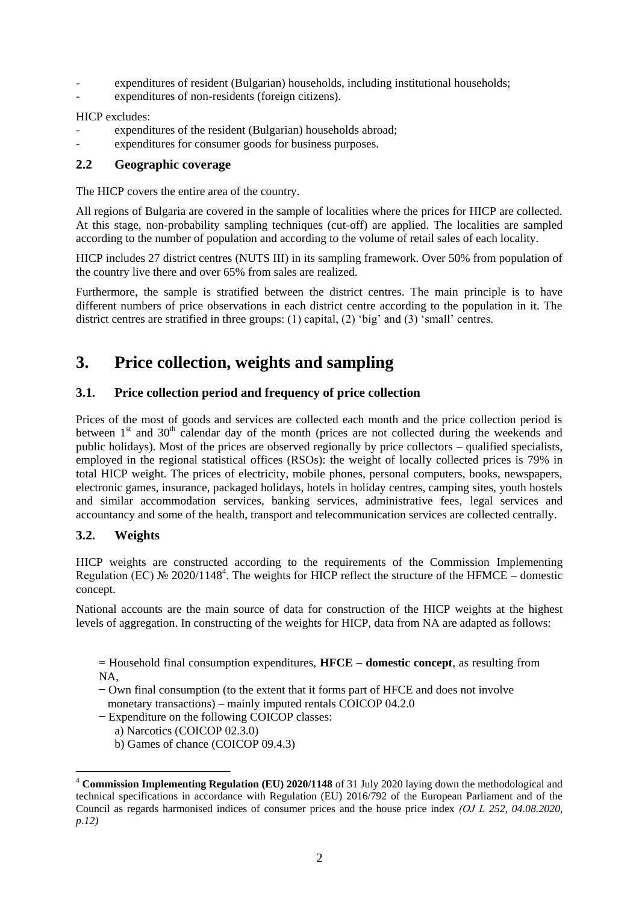- expenditures of resident (Bulgarian) households, including institutional households;
- expenditures of non-residents (foreign citizens).

HICP excludes:

- expenditures of the resident (Bulgarian) households abroad;
- expenditures for consumer goods for business purposes.

### 2.2 Geographic coverage

The HICP covers the entire area of the country.

All regions of Bulgaria are covered in the sample of localities where the prices for HICP are collected. At this stage, non-probability sampling techniques (cut-off) are applied. The localities are sampled according to the number of population and according to the volume of retail sales of each locality.

HICP includes 27 district centres (NUTS III) in its sampling framework. Over 50% from population of the country live there and over 65% from sales are realized.

Furthermore, the sample is stratified between the district centres. The main principle is to have different numbers of price observations in each district centre according to the population in it. The district centres are stratified in three groups: (1) capital, (2) 'big' and (3) 'small' centres.

## 3. Price collection, weights and sampling

### 3.1. Price collection period and frequency of price collection

Prices of the most of goods and services are collected each month and the price collection period is between 1st and 30th calendar day of the month (prices are not collected during the weekends and public holidays). Most of the prices are observed regionally by price collectors – qualified specialists, employed in the regional statistical offices (RSOs): the weight of locally collected prices is 79% in total HICP weight. The prices of electricity, mobile phones, personal computers, books, newspapers, electronic games, insurance, packaged holidays, hotels in holiday centres, camping sites, youth hostels and similar accommodation services, banking services, administrative fees, legal services and accountancy and some of the health, transport and telecommunication services are collected centrally.

### 3.2. Weights

HICP weights are constructed according to the requirements of the Commission Implementing Regulation (EC) № 2020/1148[4]. The weights for HICP reflect the structure of the HFMCE – domestic concept.

National accounts are the main source of data for construction of the HICP weights at the highest levels of aggregation. In constructing of the weights for HICP, data from NA are adapted as follows:

= Household final consumption expenditures, **HFCE – domestic concept**, as resulting from NA,

− Own final consumption (to the extent that it forms part of HFCE and does not involve monetary transactions) – mainly imputed rentals COICOP 04.2.0

− Expenditure on the following COICOP classes:

a) Narcotics (COICOP 02.3.0)

b) Games of chance (COICOP 09.4.3)

[4] **Commission Implementing Regulation (EU) 2020/1148** of 31 July 2020 laying down the methodological and technical specifications in accordance with Regulation (EU) 2016/792 of the European Parliament and of the Council as regards harmonised indices of consumer prices and the house price index *(OJ L 252, 04.08.2020, p.12)*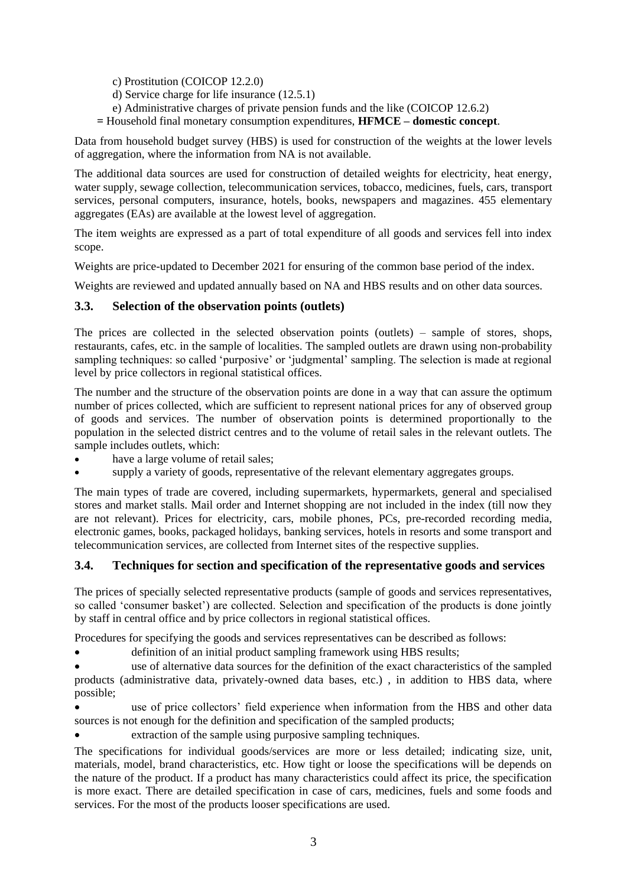c) Prostitution (COICOP 12.2.0)

d) Service charge for life insurance (12.5.1)

e) Administrative charges of private pension funds and the like (COICOP 12.6.2)

**=** Household final monetary consumption expenditures, **HFMCE – domestic concept**.

Data from household budget survey (HBS) is used for construction of the weights at the lower levels of aggregation, where the information from NA is not available.

The additional data sources are used for construction of detailed weights for electricity, heat energy, water supply, sewage collection, telecommunication services, tobacco, medicines, fuels, cars, transport services, personal computers, insurance, hotels, books, newspapers and magazines. 455 elementary aggregates (EAs) are available at the lowest level of aggregation.

The item weights are expressed as a part of total expenditure of all goods and services fell into index scope.

Weights are price-updated to December 2021 for ensuring of the common base period of the index.

Weights are reviewed and updated annually based on NA and HBS results and on other data sources.

### 3.3. Selection of the observation points (outlets)

The prices are collected in the selected observation points (outlets) – sample of stores, shops, restaurants, cafes, etc. in the sample of localities. The sampled outlets are drawn using non-probability sampling techniques: so called 'purposive' or 'judgmental' sampling. The selection is made at regional level by price collectors in regional statistical offices.

The number and the structure of the observation points are done in a way that can assure the optimum number of prices collected, which are sufficient to represent national prices for any of observed group of goods and services. The number of observation points is determined proportionally to the population in the selected district centres and to the volume of retail sales in the relevant outlets. The sample includes outlets, which:

- have a large volume of retail sales;
- supply a variety of goods, representative of the relevant elementary aggregates groups.

The main types of trade are covered, including supermarkets, hypermarkets, general and specialised stores and market stalls. Mail order and Internet shopping are not included in the index (till now they are not relevant). Prices for electricity, cars, mobile phones, PCs, pre-recorded recording media, electronic games, books, packaged holidays, banking services, hotels in resorts and some transport and telecommunication services, are collected from Internet sites of the respective supplies.

### 3.4. Techniques for section and specification of the representative goods and services

The prices of specially selected representative products (sample of goods and services representatives, so called 'consumer basket') are collected. Selection and specification of the products is done jointly by staff in central office and by price collectors in regional statistical offices.

Procedures for specifying the goods and services representatives can be described as follows:

- definition of an initial product sampling framework using HBS results;
- use of alternative data sources for the definition of the exact characteristics of the sampled products (administrative data, privately-owned data bases, etc.) , in addition to HBS data, where possible;
- use of price collectors' field experience when information from the HBS and other data sources is not enough for the definition and specification of the sampled products;
- extraction of the sample using purposive sampling techniques.

The specifications for individual goods/services are more or less detailed; indicating size, unit, materials, model, brand characteristics, etc. How tight or loose the specifications will be depends on the nature of the product. If a product has many characteristics could affect its price, the specification is more exact. There are detailed specification in case of cars, medicines, fuels and some foods and services. For the most of the products looser specifications are used.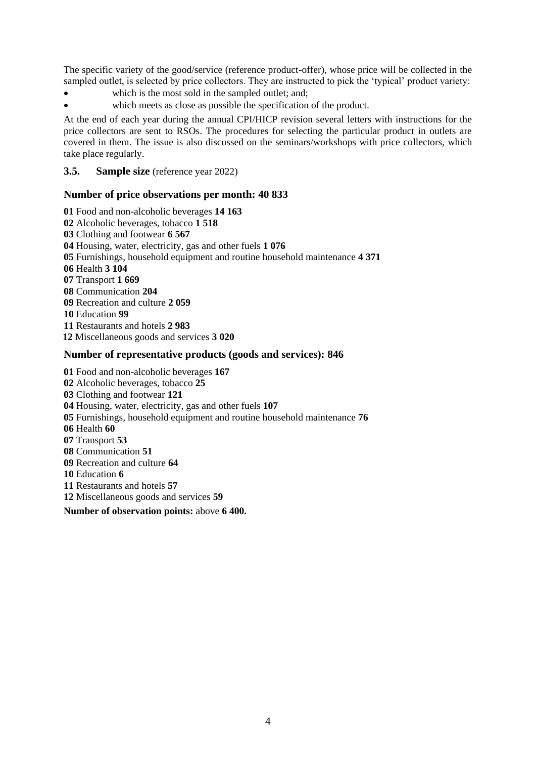The specific variety of the good/service (reference product-offer), whose price will be collected in the sampled outlet, is selected by price collectors. They are instructed to pick the 'typical' product variety:

- which is the most sold in the sampled outlet; and;
- which meets as close as possible the specification of the product.

At the end of each year during the annual CPI/HICP revision several letters with instructions for the price collectors are sent to RSOs. The procedures for selecting the particular product in outlets are covered in them. The issue is also discussed on the seminars/workshops with price collectors, which take place regularly.

### 3.5. **Sample size** (reference year 2022)

#### Number of price observations per month: 40 833

**01** Food and non-alcoholic beverages **14 163**
**02** Alcoholic beverages, tobacco **1 518**
**03** Clothing and footwear **6 567**
**04** Housing, water, electricity, gas and other fuels **1 076**
**05** Furnishings, household equipment and routine household maintenance **4 371**
**06** Health **3 104**
**07** Transport **1 669**
**08** Communication **204**
**09** Recreation and culture **2 059**
**10** Education **99**
**11** Restaurants and hotels **2 983**
**12** Miscellaneous goods and services **3 020**

#### Number of representative products (goods and services): 846

**01** Food and non-alcoholic beverages **167**
**02** Alcoholic beverages, tobacco **25**
**03** Clothing and footwear **121**
**04** Housing, water, electricity, gas and other fuels **107**
**05** Furnishings, household equipment and routine household maintenance **76**
**06** Health **60**
**07** Transport **53**
**08** Communication **51**
**09** Recreation and culture **64**
**10** Education **6**
**11** Restaurants and hotels **57**
**12** Miscellaneous goods and services **59**

**Number of observation points:** above **6 400.**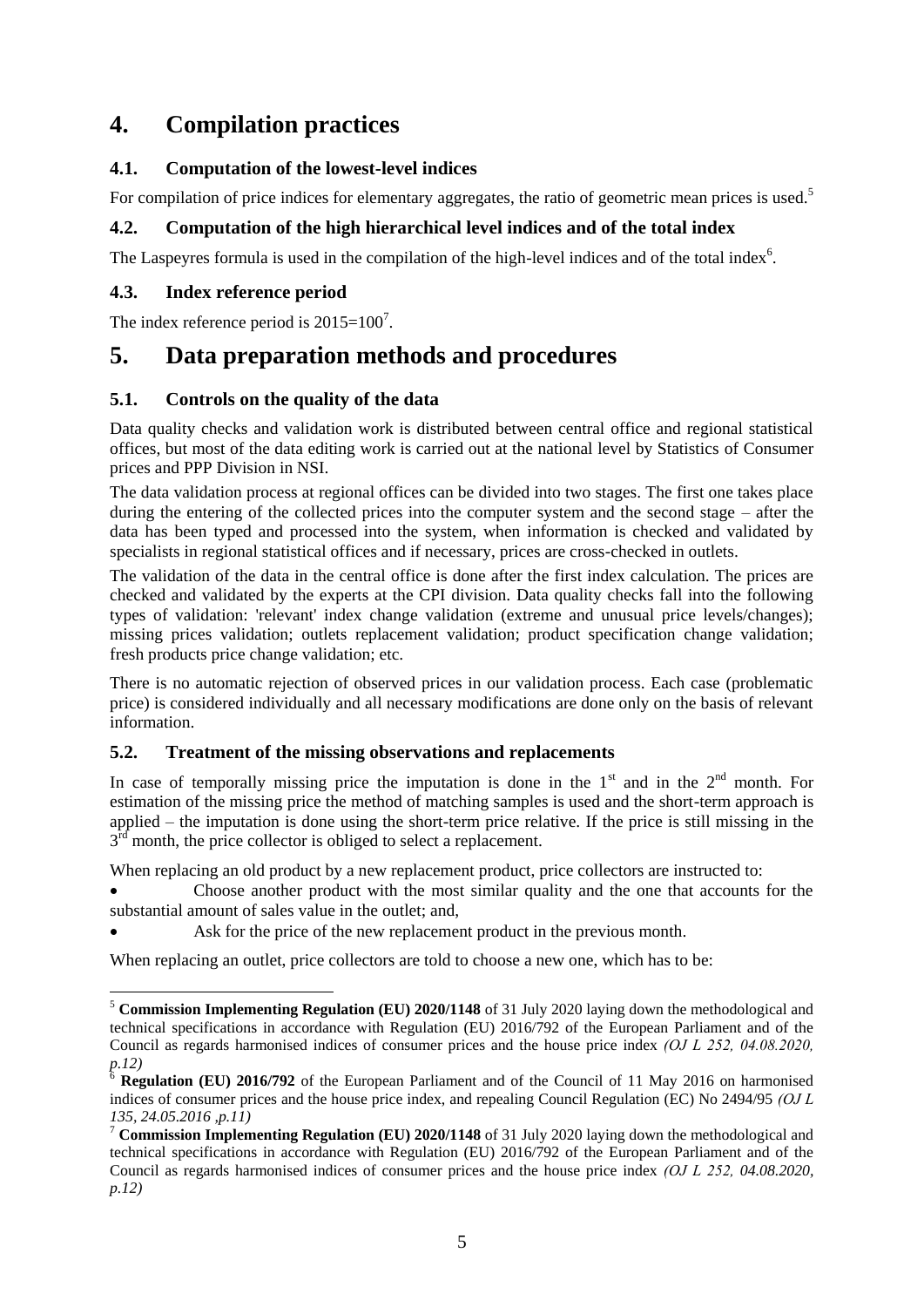# 4. Compilation practices

## 4.1. Computation of the lowest-level indices

For compilation of price indices for elementary aggregates, the ratio of geometric mean prices is used.[5]

## 4.2. Computation of the high hierarchical level indices and of the total index

The Laspeyres formula is used in the compilation of the high-level indices and of the total index[6].

## 4.3. Index reference period

The index reference period is 2015=100[7].

# 5. Data preparation methods and procedures

## 5.1. Controls on the quality of the data

Data quality checks and validation work is distributed between central office and regional statistical offices, but most of the data editing work is carried out at the national level by Statistics of Consumer prices and PPP Division in NSI.

The data validation process at regional offices can be divided into two stages. The first one takes place during the entering of the collected prices into the computer system and the second stage – after the data has been typed and processed into the system, when information is checked and validated by specialists in regional statistical offices and if necessary, prices are cross-checked in outlets.

The validation of the data in the central office is done after the first index calculation. The prices are checked and validated by the experts at the CPI division. Data quality checks fall into the following types of validation: 'relevant' index change validation (extreme and unusual price levels/changes); missing prices validation; outlets replacement validation; product specification change validation; fresh products price change validation; etc.

There is no automatic rejection of observed prices in our validation process. Each case (problematic price) is considered individually and all necessary modifications are done only on the basis of relevant information.

## 5.2. Treatment of the missing observations and replacements

In case of temporally missing price the imputation is done in the 1st and in the 2nd month. For estimation of the missing price the method of matching samples is used and the short-term approach is applied – the imputation is done using the short-term price relative. If the price is still missing in the 3rd month, the price collector is obliged to select a replacement.

When replacing an old product by a new replacement product, price collectors are instructed to:

- Choose another product with the most similar quality and the one that accounts for the substantial amount of sales value in the outlet; and,
- Ask for the price of the new replacement product in the previous month.

When replacing an outlet, price collectors are told to choose a new one, which has to be:

---

[5] **Commission Implementing Regulation (EU) 2020/1148** of 31 July 2020 laying down the methodological and technical specifications in accordance with Regulation (EU) 2016/792 of the European Parliament and of the Council as regards harmonised indices of consumer prices and the house price index *(OJ L 252, 04.08.2020, p.12)*

[6] **Regulation (EU) 2016/792** of the European Parliament and of the Council of 11 May 2016 on harmonised indices of consumer prices and the house price index, and repealing Council Regulation (EC) No 2494/95 *(OJ L 135, 24.05.2016 ,p.11)*

[7] **Commission Implementing Regulation (EU) 2020/1148** of 31 July 2020 laying down the methodological and technical specifications in accordance with Regulation (EU) 2016/792 of the European Parliament and of the Council as regards harmonised indices of consumer prices and the house price index *(OJ L 252, 04.08.2020, p.12)*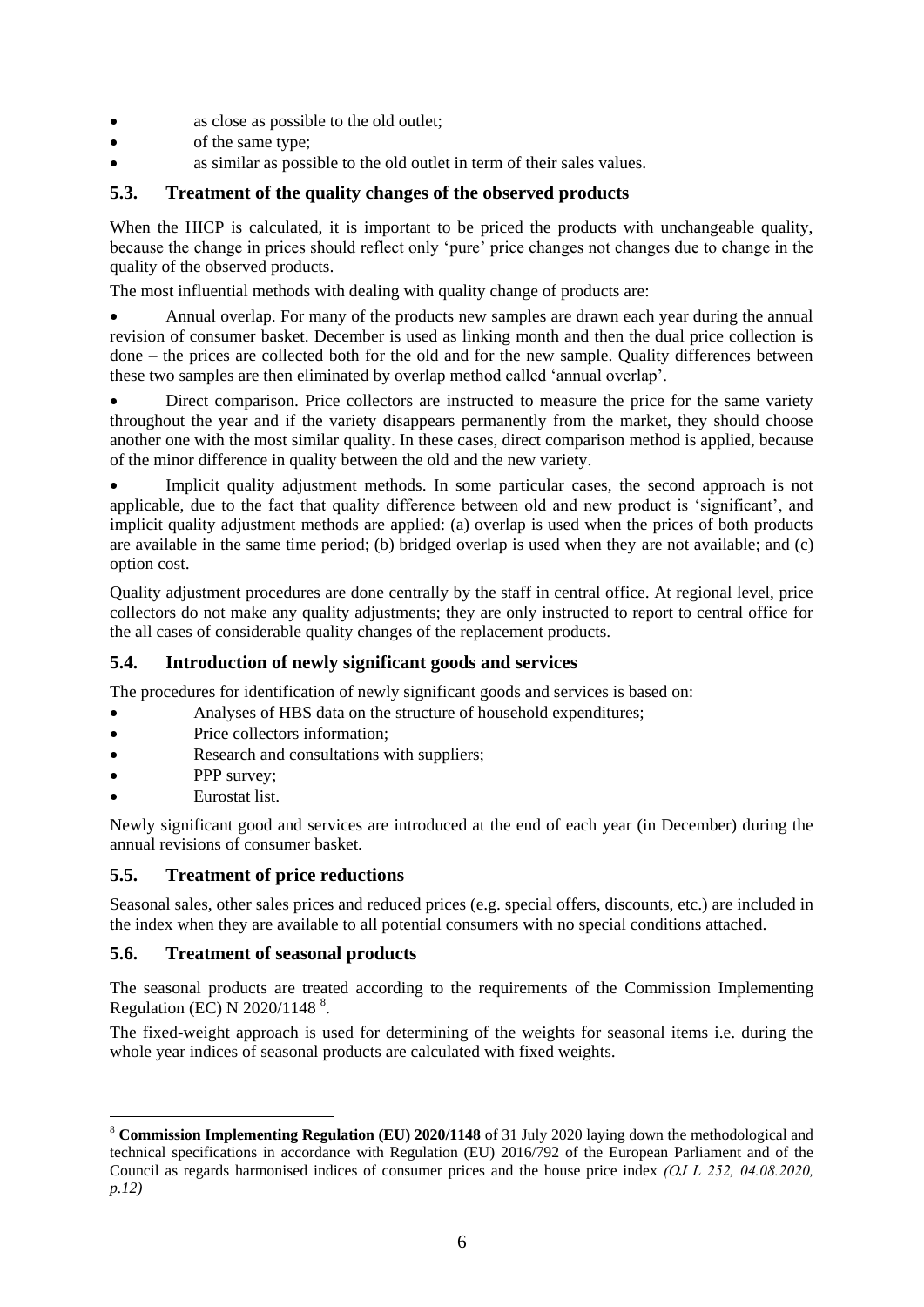- as close as possible to the old outlet;
- of the same type;
- as similar as possible to the old outlet in term of their sales values.

## 5.3. Treatment of the quality changes of the observed products

When the HICP is calculated, it is important to be priced the products with unchangeable quality, because the change in prices should reflect only 'pure' price changes not changes due to change in the quality of the observed products.

The most influential methods with dealing with quality change of products are:

- Annual overlap. For many of the products new samples are drawn each year during the annual revision of consumer basket. December is used as linking month and then the dual price collection is done – the prices are collected both for the old and for the new sample. Quality differences between these two samples are then eliminated by overlap method called 'annual overlap'.
- Direct comparison. Price collectors are instructed to measure the price for the same variety throughout the year and if the variety disappears permanently from the market, they should choose another one with the most similar quality. In these cases, direct comparison method is applied, because of the minor difference in quality between the old and the new variety.
- Implicit quality adjustment methods. In some particular cases, the second approach is not applicable, due to the fact that quality difference between old and new product is 'significant', and implicit quality adjustment methods are applied: (a) overlap is used when the prices of both products are available in the same time period; (b) bridged overlap is used when they are not available; and (c) option cost.

Quality adjustment procedures are done centrally by the staff in central office. At regional level, price collectors do not make any quality adjustments; they are only instructed to report to central office for the all cases of considerable quality changes of the replacement products.

## 5.4. Introduction of newly significant goods and services

The procedures for identification of newly significant goods and services is based on:

- Analyses of HBS data on the structure of household expenditures;
- Price collectors information;
- Research and consultations with suppliers;
- PPP survey;
- Eurostat list.

Newly significant good and services are introduced at the end of each year (in December) during the annual revisions of consumer basket.

## 5.5. Treatment of price reductions

Seasonal sales, other sales prices and reduced prices (e.g. special offers, discounts, etc.) are included in the index when they are available to all potential consumers with no special conditions attached.

## 5.6. Treatment of seasonal products

The seasonal products are treated according to the requirements of the Commission Implementing Regulation (EC) N 2020/1148 [8].

The fixed-weight approach is used for determining of the weights for seasonal items i.e. during the whole year indices of seasonal products are calculated with fixed weights.

---

[8] **Commission Implementing Regulation (EU) 2020/1148** of 31 July 2020 laying down the methodological and technical specifications in accordance with Regulation (EU) 2016/792 of the European Parliament and of the Council as regards harmonised indices of consumer prices and the house price index *(OJ L 252, 04.08.2020, p.12)*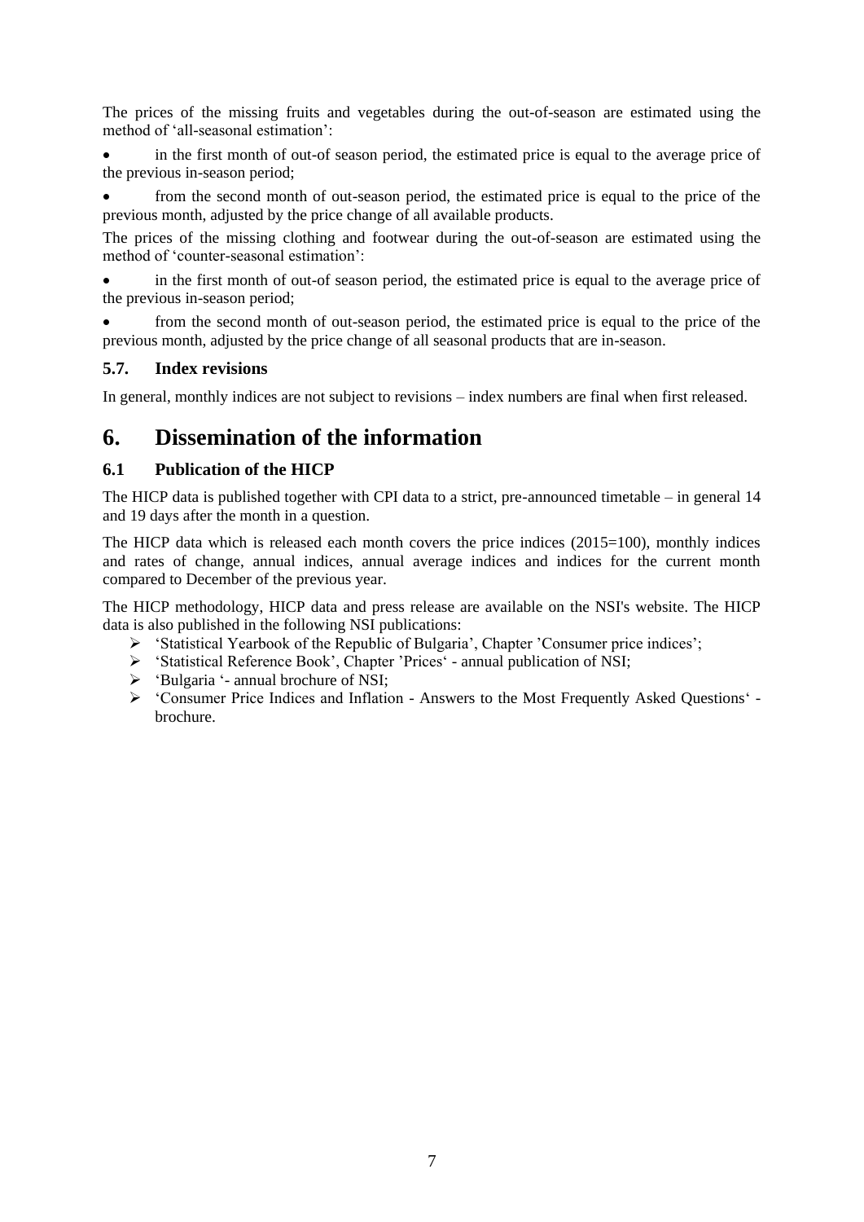The prices of the missing fruits and vegetables during the out-of-season are estimated using the method of 'all-seasonal estimation':

- in the first month of out-of season period, the estimated price is equal to the average price of the previous in-season period;
- from the second month of out-season period, the estimated price is equal to the price of the previous month, adjusted by the price change of all available products.

The prices of the missing clothing and footwear during the out-of-season are estimated using the method of 'counter-seasonal estimation':

- in the first month of out-of season period, the estimated price is equal to the average price of the previous in-season period;
- from the second month of out-season period, the estimated price is equal to the price of the previous month, adjusted by the price change of all seasonal products that are in-season.

### 5.7. Index revisions

In general, monthly indices are not subject to revisions – index numbers are final when first released.

## 6. Dissemination of the information

### 6.1 Publication of the HICP

The HICP data is published together with CPI data to a strict, pre-announced timetable – in general 14 and 19 days after the month in a question.

The HICP data which is released each month covers the price indices (2015=100), monthly indices and rates of change, annual indices, annual average indices and indices for the current month compared to December of the previous year.

The HICP methodology, HICP data and press release are available on the NSI's website. The HICP data is also published in the following NSI publications:

- 'Statistical Yearbook of the Republic of Bulgaria', Chapter 'Consumer price indices';
- 'Statistical Reference Book', Chapter 'Prices' - annual publication of NSI;
- 'Bulgaria '- annual brochure of NSI;
- 'Consumer Price Indices and Inflation - Answers to the Most Frequently Asked Questions' - brochure.